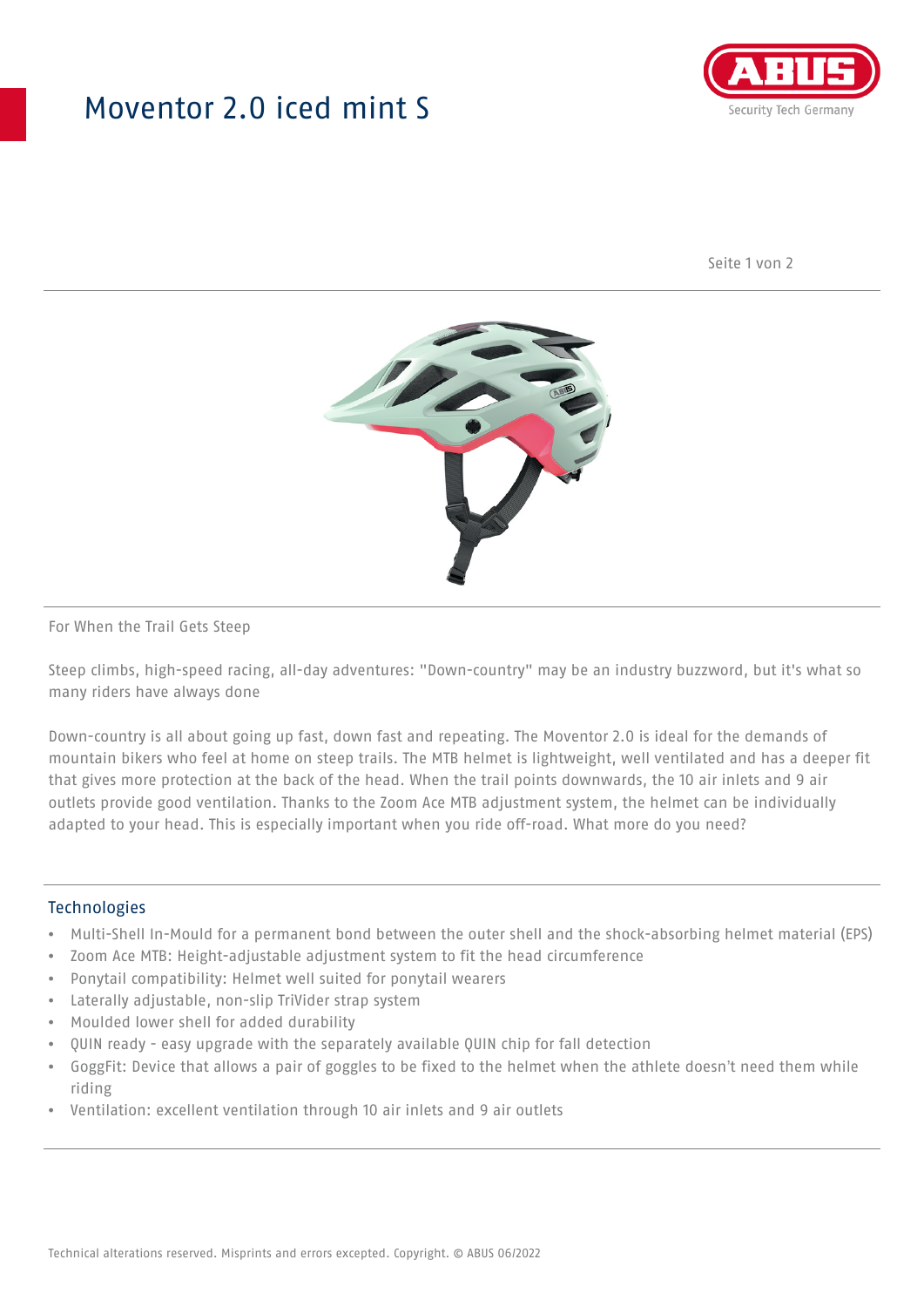# Moventor 2.0 iced mint S

For When the Trail Gets Steep

Steep climbs, high-speed racing, all-day adventures: "Down-country" may be an industry buzzword, but it's what so many riders have always done

Down-country is all about going up fast, down fast and repeating. The Moventor 2.0 is ideal for the demands of mountain bikers who feel at home on steep trails. The MTB helmet is lightweight, well ventilated and has a deeper fit that gives more protection at the back of the head. When the trail points downwards, the 10 air inlets and 9 air outlets provide good ventilation. Thanks to the Zoom Ace MTB adjustment system, the helmet can be individually adapted to your head. This is especially important when you ride off-road. What more do you need?

## Technologies

- Multi-Shell In-Mould for a permanent bond between the outer shell and the shock-absorbing helmet material (EPS)
- Zoom Ace MTB: Height-adjustable adjustment system to fit the head circumference
- Ponytail compatibility: Helmet well suited for ponytail wearers
- Laterally adjustable, non-slip TriVider strap system
- Moulded lower shell for added durability
- QUIN ready - easy upgrade with the separately available QUIN chip for fall detection
- GoggFit: Device that allows a pair of goggles to be fixed to the helmet when the athlete doesn't need them while riding
- Ventilation: excellent ventilation through 10 air inlets and 9 air outlets

Technical alterations reserved. Misprints and errors excepted. Copyright. © ABUS 06/2022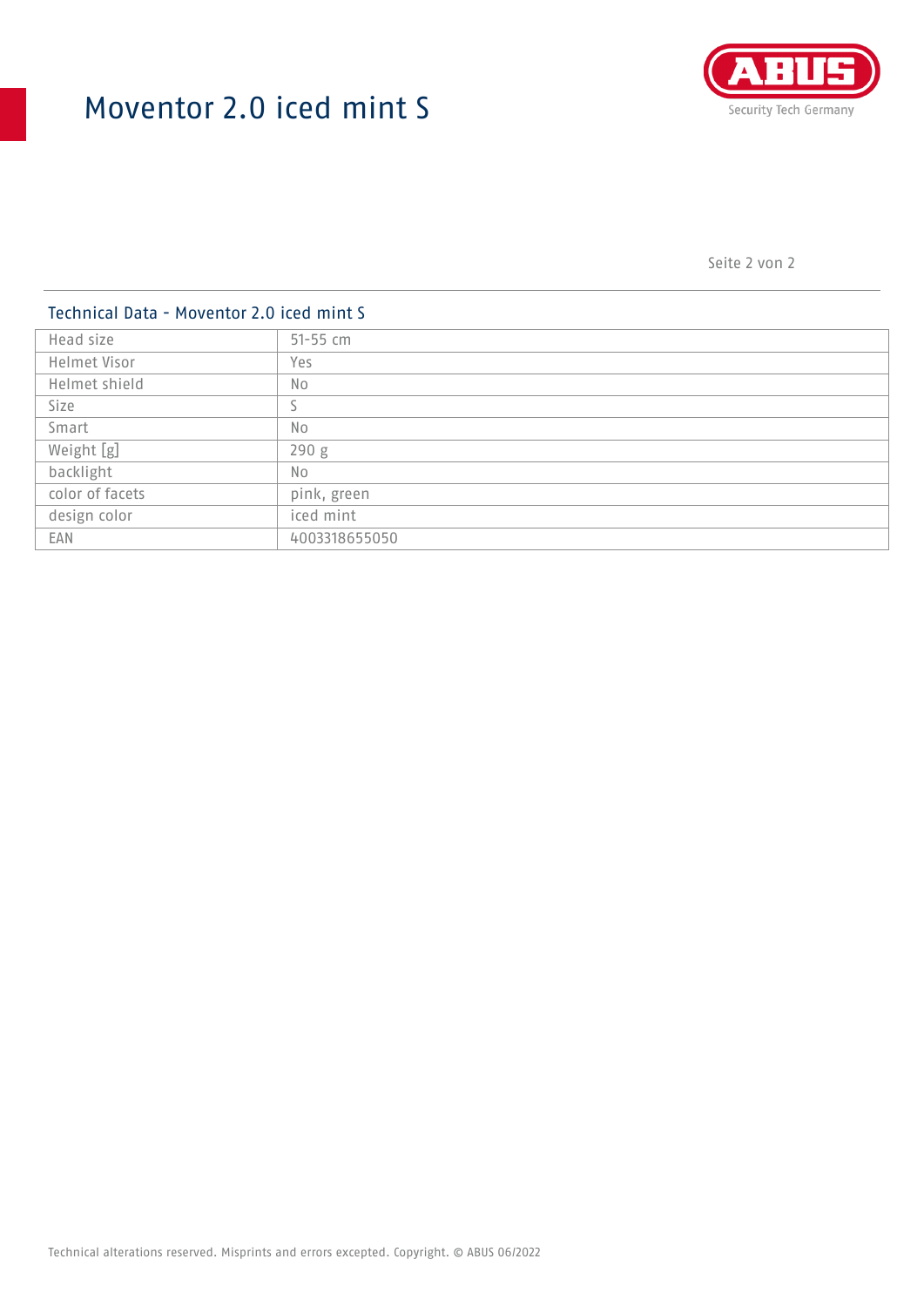# Moventor 2.0 iced mint S

## Technical Data - Moventor 2.0 iced mint S

| | |
|---|---|
| Head size | 51-55 cm |
| Helmet Visor | Yes |
| Helmet shield | No |
| Size | S |
| Smart | No |
| Weight [g] | 290 g |
| backlight | No |
| color of facets | pink, green |
| design color | iced mint |
| EAN | 4003318655050 |

Technical alterations reserved. Misprints and errors excepted. Copyright. © ABUS 06/2022